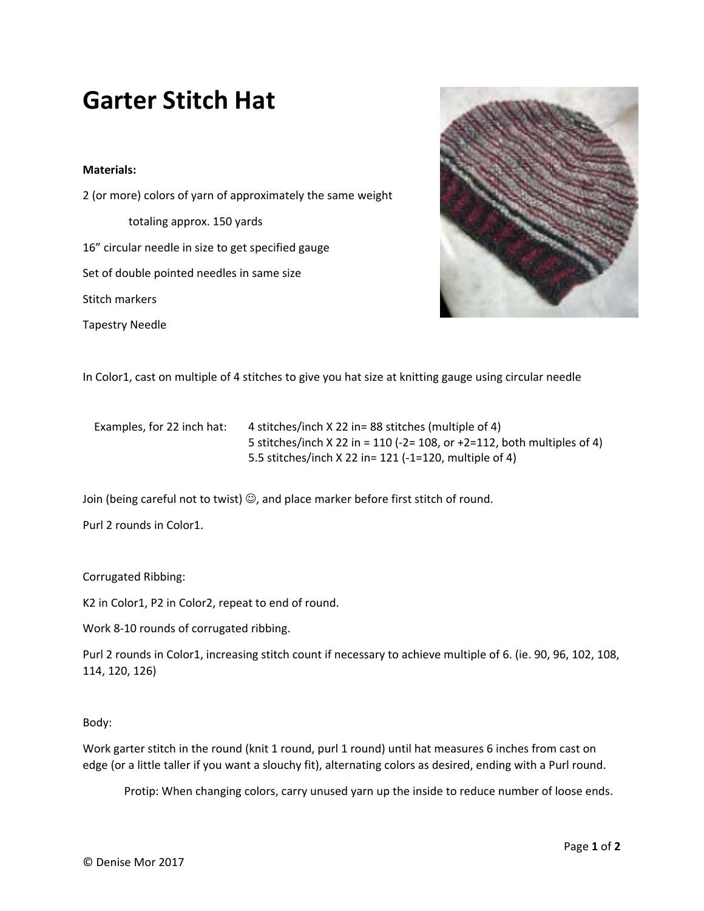# Garter Stitch Hat

**Materials:**

2 (or more) colors of yarn of approximately the same weight

totaling approx. 150 yards

16" circular needle in size to get specified gauge

Set of double pointed needles in same size

Stitch markers

Tapestry Needle

In Color1, cast on multiple of 4 stitches to give you hat size at knitting gauge using circular needle

Examples, for 22 inch hat:

4 stitches/inch X 22 in= 88 stitches (multiple of 4)
5 stitches/inch X 22 in = 110 (-2= 108, or +2=112, both multiples of 4)
5.5 stitches/inch X 22 in= 121 (-1=120, multiple of 4)

Join (being careful not to twist) ☺, and place marker before first stitch of round.

Purl 2 rounds in Color1.

Corrugated Ribbing:

K2 in Color1, P2 in Color2, repeat to end of round.

Work 8-10 rounds of corrugated ribbing.

Purl 2 rounds in Color1, increasing stitch count if necessary to achieve multiple of 6. (ie. 90, 96, 102, 108, 114, 120, 126)

Body:

Work garter stitch in the round (knit 1 round, purl 1 round) until hat measures 6 inches from cast on edge (or a little taller if you want a slouchy fit), alternating colors as desired, ending with a Purl round.

Protip: When changing colors, carry unused yarn up the inside to reduce number of loose ends.

© Denise Mor 2017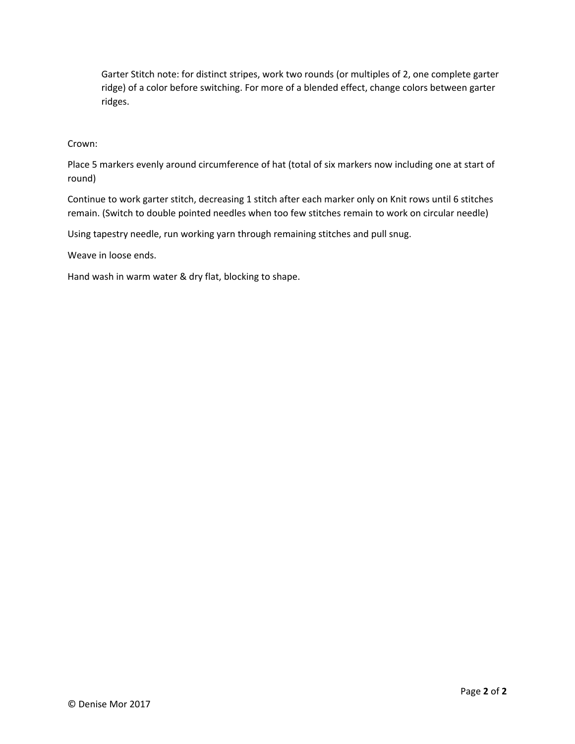Garter Stitch note: for distinct stripes, work two rounds (or multiples of 2, one complete garter ridge) of a color before switching. For more of a blended effect, change colors between garter ridges.

Crown:

Place 5 markers evenly around circumference of hat (total of six markers now including one at start of round)

Continue to work garter stitch, decreasing 1 stitch after each marker only on Knit rows until 6 stitches remain. (Switch to double pointed needles when too few stitches remain to work on circular needle)

Using tapestry needle, run working yarn through remaining stitches and pull snug.

Weave in loose ends.

Hand wash in warm water & dry flat, blocking to shape.

© Denise Mor 2017